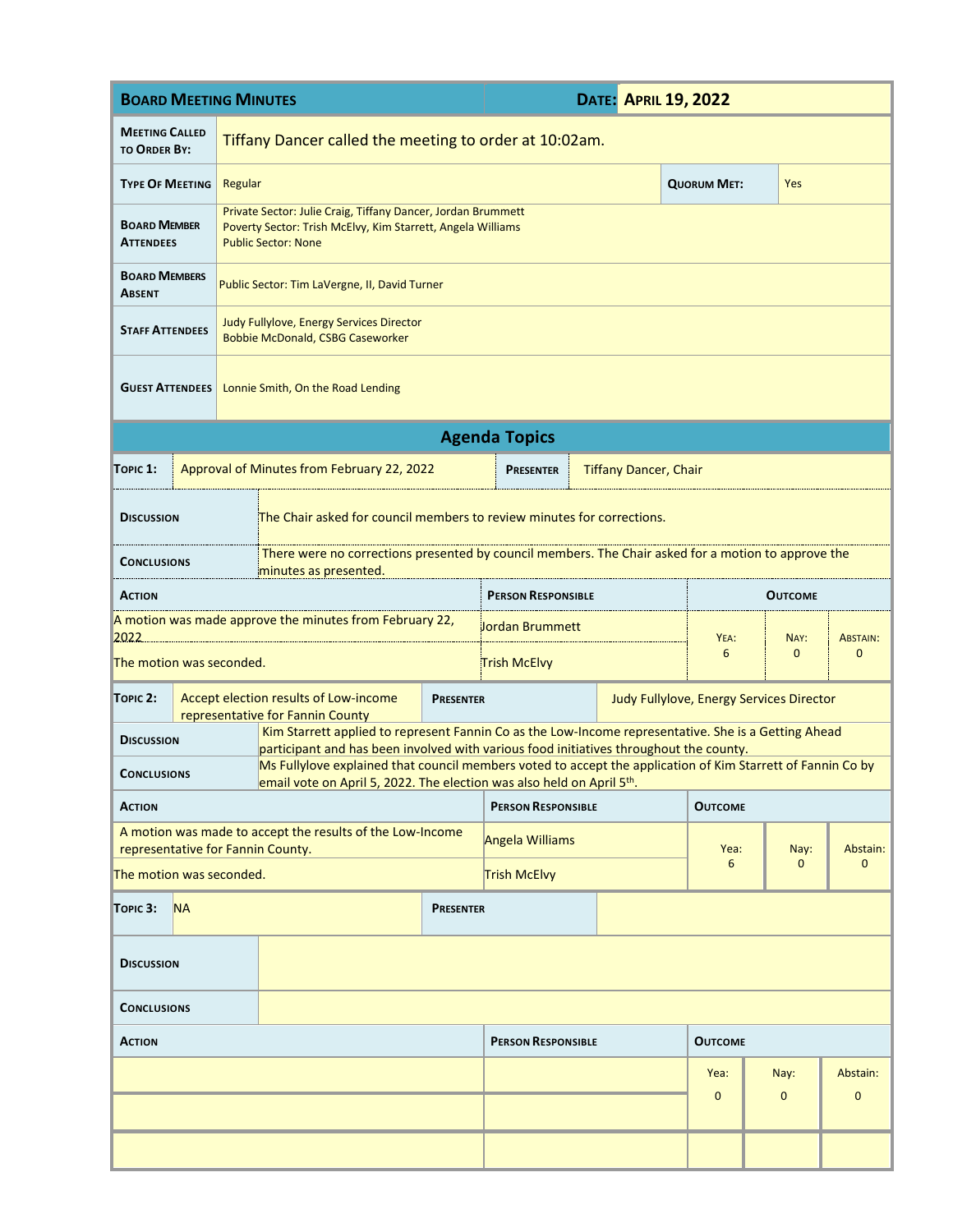# Board Meeting Minutes

**Date: April 19, 2022**

| | |
|---|---|
| **Meeting Called to Order By:** | Tiffany Dancer called the meeting to order at 10:02am. |
| **Type Of Meeting** | Regular — **Quorum Met:** Yes |
| **Board Member Attendees** | Private Sector: Julie Craig, Tiffany Dancer, Jordan Brummett<br>Poverty Sector: Trish McElvy, Kim Starrett, Angela Williams<br>Public Sector: None |
| **Board Members Absent** | Public Sector: Tim LaVergne, II, David Turner |
| **Staff Attendees** | Judy Fullylove, Energy Services Director<br>Bobbie McDonald, CSBG Caseworker |
| **Guest Attendees** | Lonnie Smith, On the Road Lending |

## Agenda Topics

**Topic 1:** Approval of Minutes from February 22, 2022 — **Presenter:** Tiffany Dancer, Chair

**Discussion:** The Chair asked for council members to review minutes for corrections.

**Conclusions:** There were no corrections presented by council members. The Chair asked for a motion to approve the minutes as presented.

| Action | Person Responsible | Outcome | | |
|---|---|---|---|---|
| A motion was made approve the minutes from February 22, 2022 | Jordan Brummett | Yea: 6 | Nay: 0 | Abstain: 0 |
| The motion was seconded. | Trish McElvy | | | |

**Topic 2:** Accept election results of Low-income representative for Fannin County — **Presenter:** Judy Fullylove, Energy Services Director

**Discussion:** Kim Starrett applied to represent Fannin Co as the Low-Income representative. She is a Getting Ahead participant and has been involved with various food initiatives throughout the county.

**Conclusions:** Ms Fullylove explained that council members voted to accept the application of Kim Starrett of Fannin Co by email vote on April 5, 2022. The election was also held on April 5th.

| Action | Person Responsible | Outcome | | |
|---|---|---|---|---|
| A motion was made to accept the results of the Low-Income representative for Fannin County. | Angela Williams | Yea: 6 | Nay: 0 | Abstain: 0 |
| The motion was seconded. | Trish McElvy | | | |

**Topic 3:** NA — **Presenter:**

**Discussion:**

**Conclusions:**

| Action | Person Responsible | Outcome | | |
|---|---|---|---|---|
| | | Yea: 0 | Nay: 0 | Abstain: 0 |
| | | | | |
| | | | | |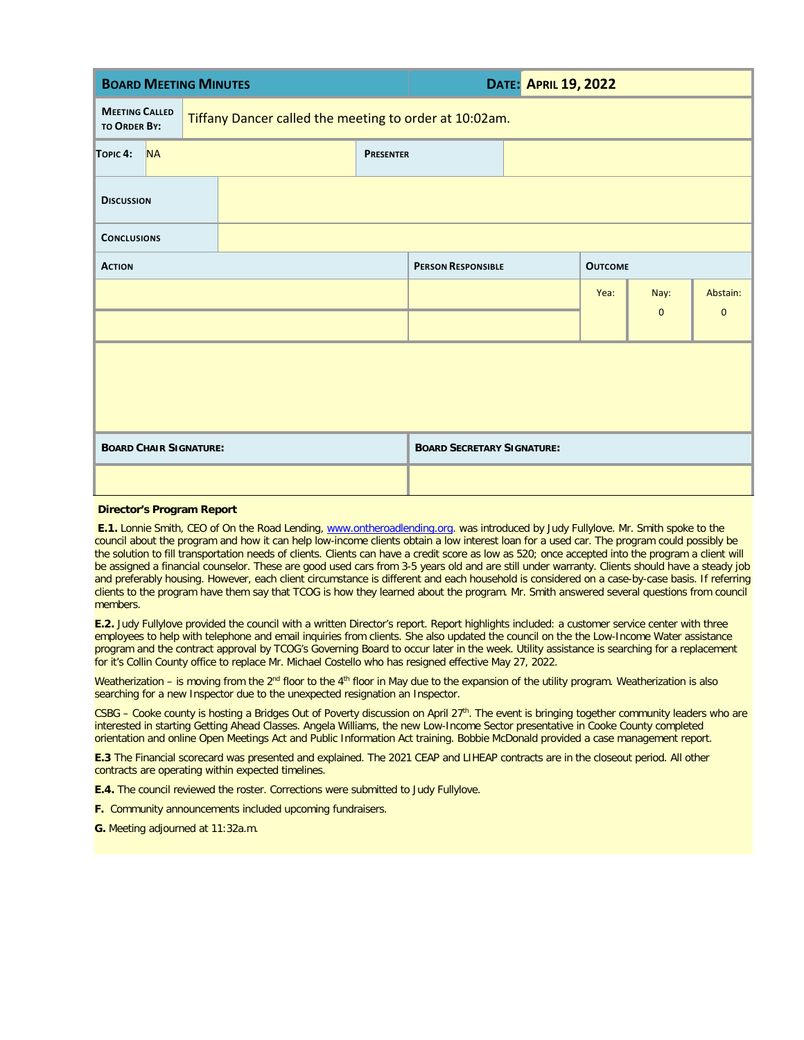| **BOARD MEETING MINUTES** | | | | **DATE: APRIL 19, 2022** | |
|---|---|---|---|---|---|
| **MEETING CALLED TO ORDER BY:** | Tiffany Dancer called the meeting to order at 10:02am. | | | | |

| **TOPIC 4:** | NA | **PRESENTER** | |
|---|---|---|---|
| **DISCUSSION** | | | |
| **CONCLUSIONS** | | | |

| **ACTION** | **PERSON RESPONSIBLE** | **OUTCOME** | | |
|---|---|---|---|---|
| | | Yea: | Nay: 0 | Abstain: 0 |
| | | | | |

| **BOARD CHAIR SIGNATURE:** | **BOARD SECRETARY SIGNATURE:** |
|---|---|
| | |

**Director's Program Report**

**E.1.** Lonnie Smith, CEO of On the Road Lending, www.ontheroadlending.org. was introduced by Judy Fullylove. Mr. Smith spoke to the council about the program and how it can help low-income clients obtain a low interest loan for a used car. The program could possibly be the solution to fill transportation needs of clients. Clients can have a credit score as low as 520; once accepted into the program a client will be assigned a financial counselor. These are good used cars from 3-5 years old and are still under warranty. Clients should have a steady job and preferably housing. However, each client circumstance is different and each household is considered on a case-by-case basis. If referring clients to the program have them say that TCOG is how they learned about the program. Mr. Smith answered several questions from council members.

**E.2.** Judy Fullylove provided the council with a written Director's report. Report highlights included: a customer service center with three employees to help with telephone and email inquiries from clients. She also updated the council on the the Low-Income Water assistance program and the contract approval by TCOG's Governing Board to occur later in the week. Utility assistance is searching for a replacement for it's Collin County office to replace Mr. Michael Costello who has resigned effective May 27, 2022.

Weatherization – is moving from the 2nd floor to the 4th floor in May due to the expansion of the utility program. Weatherization is also searching for a new Inspector due to the unexpected resignation an Inspector.

CSBG – Cooke county is hosting a Bridges Out of Poverty discussion on April 27th. The event is bringing together community leaders who are interested in starting Getting Ahead Classes. Angela Williams, the new Low-Income Sector presentative in Cooke County completed orientation and online Open Meetings Act and Public Information Act training. Bobbie McDonald provided a case management report.

**E.3** The Financial scorecard was presented and explained. The 2021 CEAP and LIHEAP contracts are in the closeout period. All other contracts are operating within expected timelines.

**E.4.** The council reviewed the roster. Corrections were submitted to Judy Fullylove.

**F.** Community announcements included upcoming fundraisers.

**G.** Meeting adjourned at 11:32a.m.